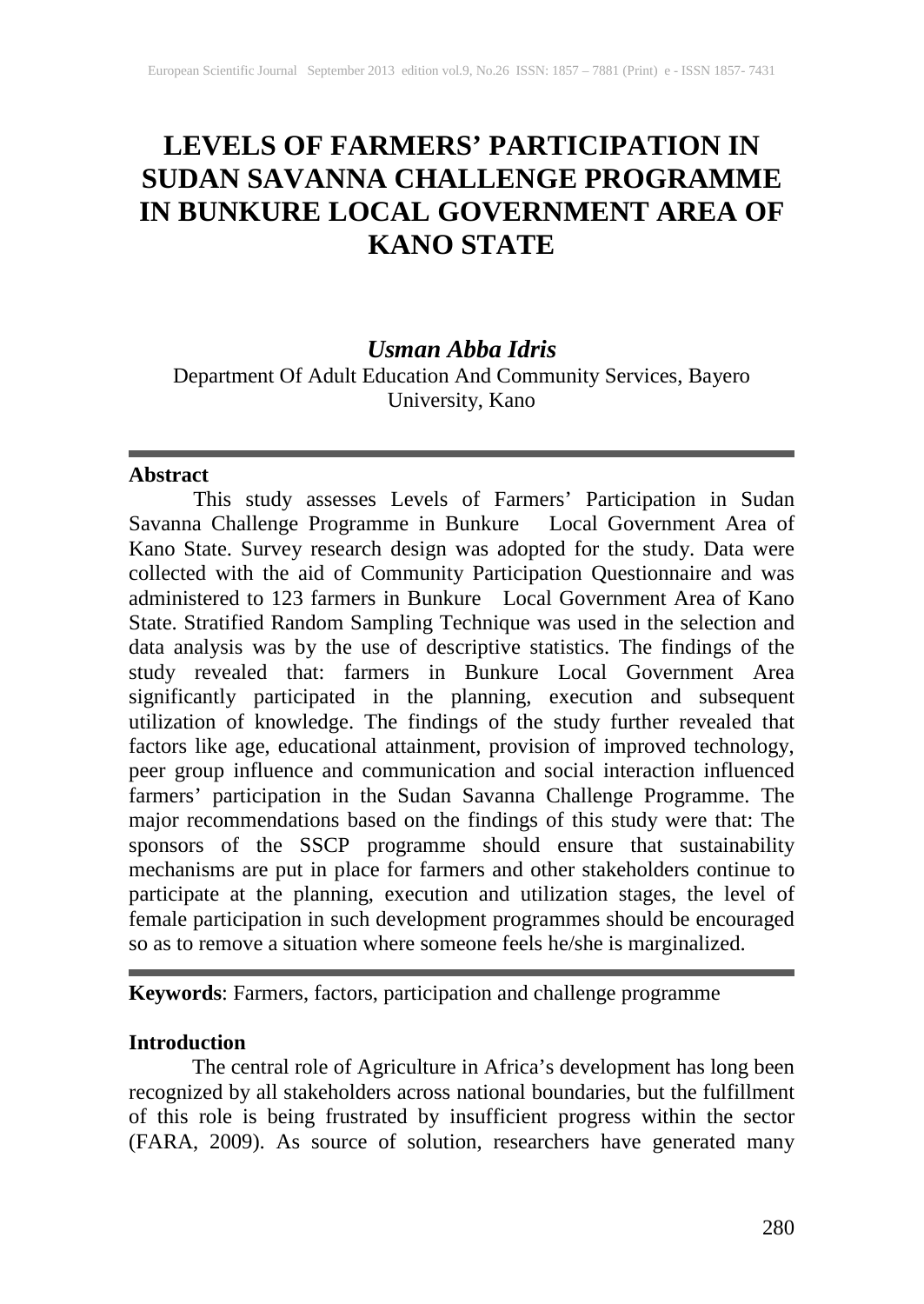# LEVELS OF FARMERS' PARTICIPATION IN SUDAN SAVANNA CHALLENGE PROGRAMME IN BUNKURE LOCAL GOVERNMENT AREA OF KANO STATE

***Usman Abba Idris***

Department Of Adult Education And Community Services, Bayero University, Kano

---

**Abstract**

This study assesses Levels of Farmers' Participation in Sudan Savanna Challenge Programme in Bunkure Local Government Area of Kano State. Survey research design was adopted for the study. Data were collected with the aid of Community Participation Questionnaire and was administered to 123 farmers in Bunkure Local Government Area of Kano State. Stratified Random Sampling Technique was used in the selection and data analysis was by the use of descriptive statistics. The findings of the study revealed that: farmers in Bunkure Local Government Area significantly participated in the planning, execution and subsequent utilization of knowledge. The findings of the study further revealed that factors like age, educational attainment, provision of improved technology, peer group influence and communication and social interaction influenced farmers' participation in the Sudan Savanna Challenge Programme. The major recommendations based on the findings of this study were that: The sponsors of the SSCP programme should ensure that sustainability mechanisms are put in place for farmers and other stakeholders continue to participate at the planning, execution and utilization stages, the level of female participation in such development programmes should be encouraged so as to remove a situation where someone feels he/she is marginalized.

---

**Keywords**: Farmers, factors, participation and challenge programme

## Introduction

The central role of Agriculture in Africa's development has long been recognized by all stakeholders across national boundaries, but the fulfillment of this role is being frustrated by insufficient progress within the sector (FARA, 2009). As source of solution, researchers have generated many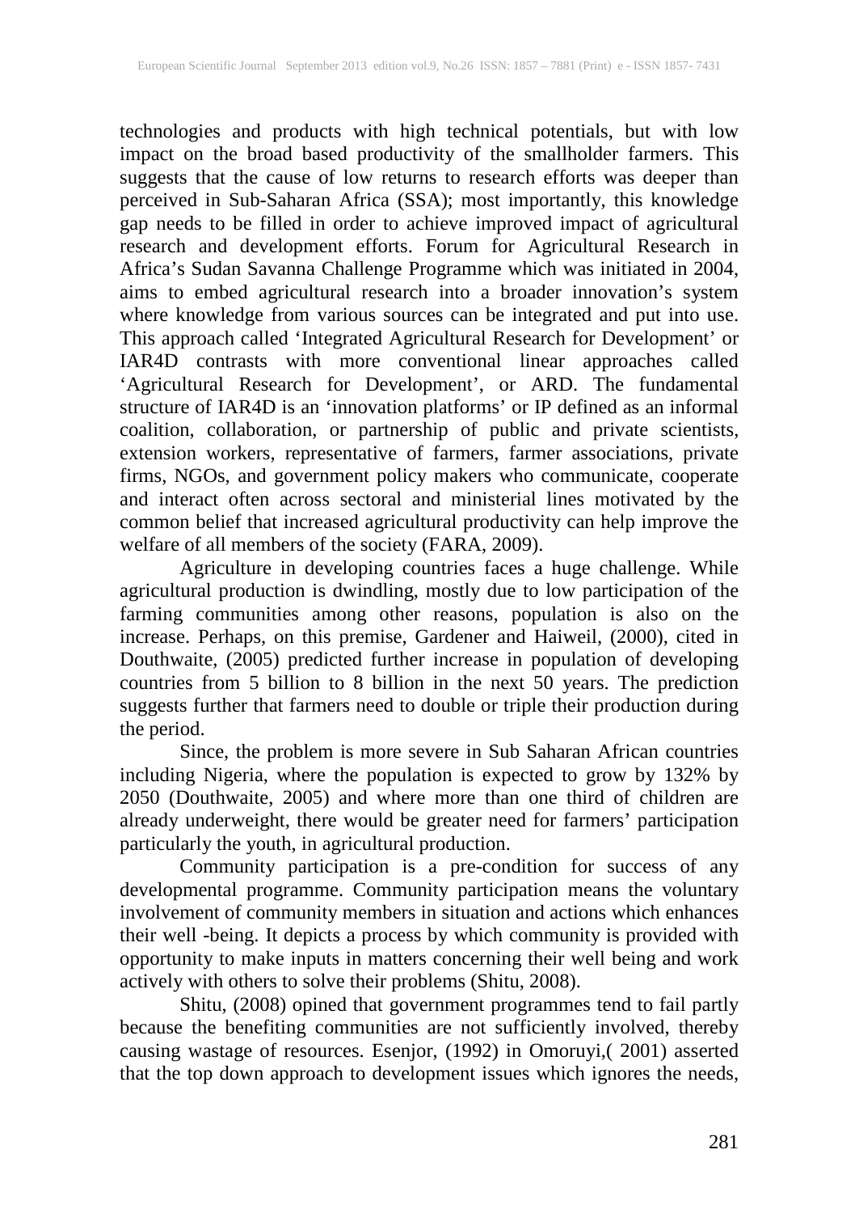technologies and products with high technical potentials, but with low impact on the broad based productivity of the smallholder farmers. This suggests that the cause of low returns to research efforts was deeper than perceived in Sub-Saharan Africa (SSA); most importantly, this knowledge gap needs to be filled in order to achieve improved impact of agricultural research and development efforts. Forum for Agricultural Research in Africa's Sudan Savanna Challenge Programme which was initiated in 2004, aims to embed agricultural research into a broader innovation's system where knowledge from various sources can be integrated and put into use. This approach called 'Integrated Agricultural Research for Development' or IAR4D contrasts with more conventional linear approaches called 'Agricultural Research for Development', or ARD. The fundamental structure of IAR4D is an 'innovation platforms' or IP defined as an informal coalition, collaboration, or partnership of public and private scientists, extension workers, representative of farmers, farmer associations, private firms, NGOs, and government policy makers who communicate, cooperate and interact often across sectoral and ministerial lines motivated by the common belief that increased agricultural productivity can help improve the welfare of all members of the society (FARA, 2009).

Agriculture in developing countries faces a huge challenge. While agricultural production is dwindling, mostly due to low participation of the farming communities among other reasons, population is also on the increase. Perhaps, on this premise, Gardener and Haiweil, (2000), cited in Douthwaite, (2005) predicted further increase in population of developing countries from 5 billion to 8 billion in the next 50 years. The prediction suggests further that farmers need to double or triple their production during the period.

Since, the problem is more severe in Sub Saharan African countries including Nigeria, where the population is expected to grow by 132% by 2050 (Douthwaite, 2005) and where more than one third of children are already underweight, there would be greater need for farmers' participation particularly the youth, in agricultural production.

Community participation is a pre-condition for success of any developmental programme. Community participation means the voluntary involvement of community members in situation and actions which enhances their well -being. It depicts a process by which community is provided with opportunity to make inputs in matters concerning their well being and work actively with others to solve their problems (Shitu, 2008).

Shitu, (2008) opined that government programmes tend to fail partly because the benefiting communities are not sufficiently involved, thereby causing wastage of resources. Esenjor, (1992) in Omoruyi,( 2001) asserted that the top down approach to development issues which ignores the needs,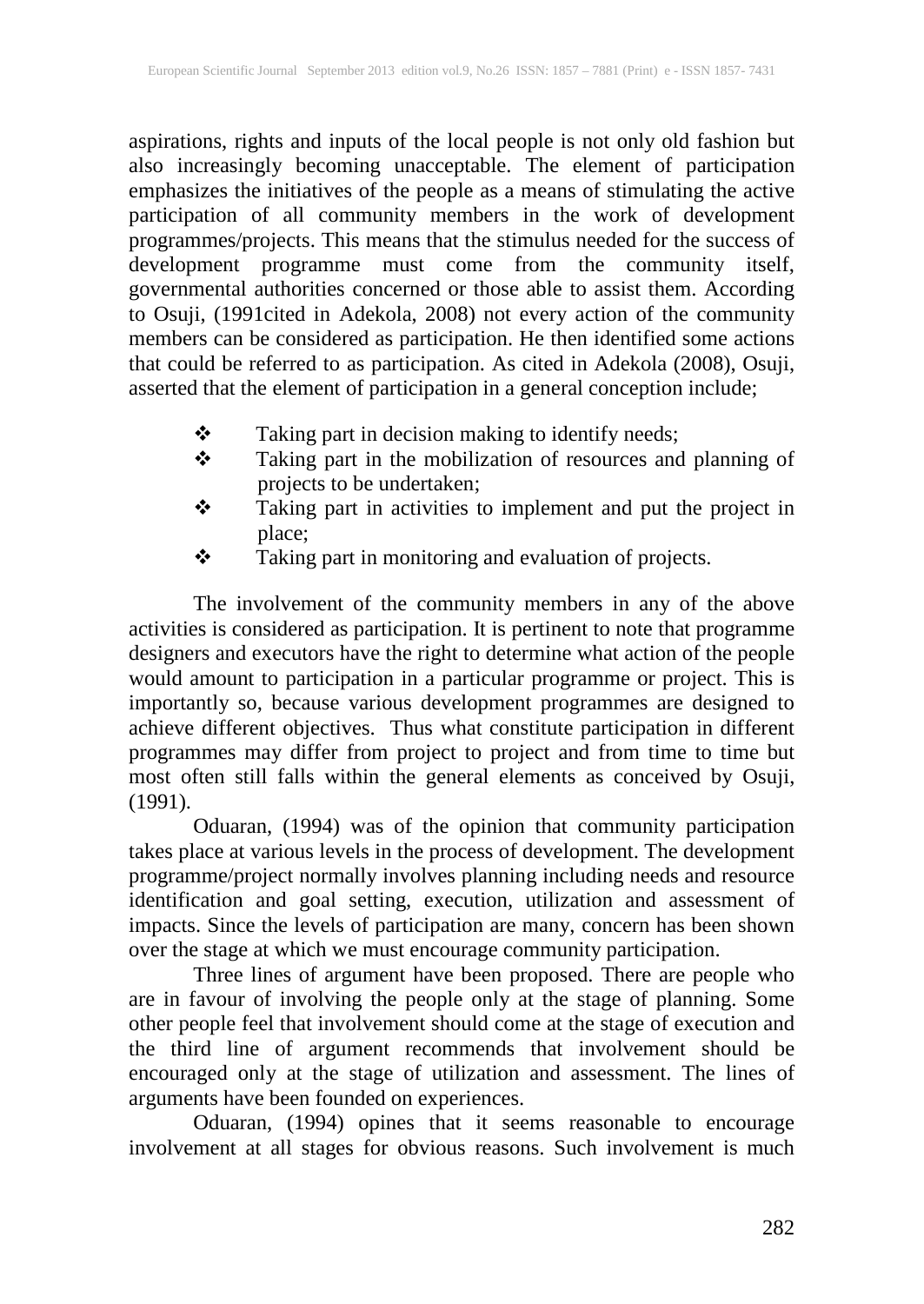aspirations, rights and inputs of the local people is not only old fashion but also increasingly becoming unacceptable. The element of participation emphasizes the initiatives of the people as a means of stimulating the active participation of all community members in the work of development programmes/projects. This means that the stimulus needed for the success of development programme must come from the community itself, governmental authorities concerned or those able to assist them. According to Osuji, (1991cited in Adekola, 2008) not every action of the community members can be considered as participation. He then identified some actions that could be referred to as participation. As cited in Adekola (2008), Osuji, asserted that the element of participation in a general conception include;

- Taking part in decision making to identify needs;
- Taking part in the mobilization of resources and planning of projects to be undertaken;
- Taking part in activities to implement and put the project in place;
- Taking part in monitoring and evaluation of projects.

The involvement of the community members in any of the above activities is considered as participation. It is pertinent to note that programme designers and executors have the right to determine what action of the people would amount to participation in a particular programme or project. This is importantly so, because various development programmes are designed to achieve different objectives. Thus what constitute participation in different programmes may differ from project to project and from time to time but most often still falls within the general elements as conceived by Osuji, (1991).

Oduaran, (1994) was of the opinion that community participation takes place at various levels in the process of development. The development programme/project normally involves planning including needs and resource identification and goal setting, execution, utilization and assessment of impacts. Since the levels of participation are many, concern has been shown over the stage at which we must encourage community participation.

Three lines of argument have been proposed. There are people who are in favour of involving the people only at the stage of planning. Some other people feel that involvement should come at the stage of execution and the third line of argument recommends that involvement should be encouraged only at the stage of utilization and assessment. The lines of arguments have been founded on experiences.

Oduaran, (1994) opines that it seems reasonable to encourage involvement at all stages for obvious reasons. Such involvement is much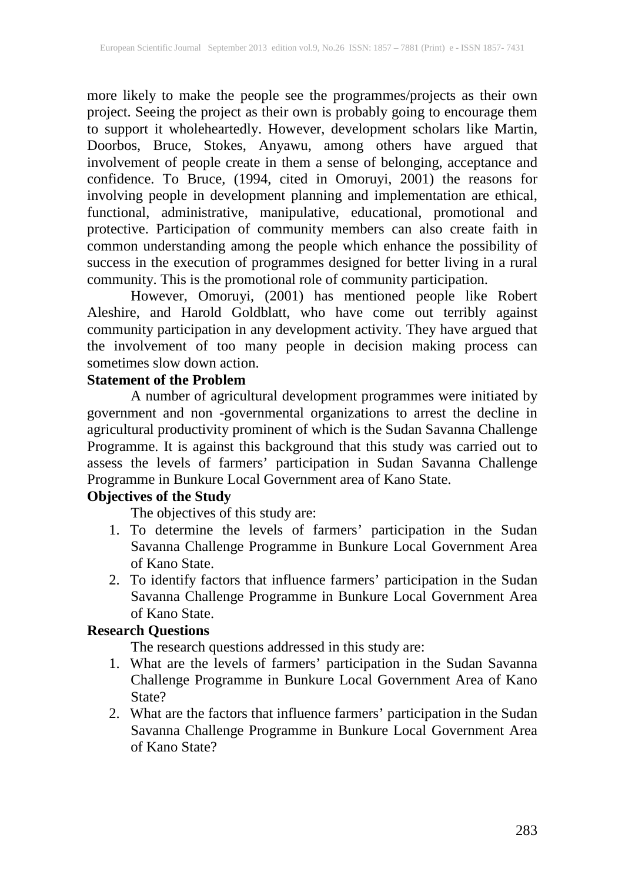more likely to make the people see the programmes/projects as their own project. Seeing the project as their own is probably going to encourage them to support it wholeheartedly. However, development scholars like Martin, Doorbos, Bruce, Stokes, Anyawu, among others have argued that involvement of people create in them a sense of belonging, acceptance and confidence. To Bruce, (1994, cited in Omoruyi, 2001) the reasons for involving people in development planning and implementation are ethical, functional, administrative, manipulative, educational, promotional and protective. Participation of community members can also create faith in common understanding among the people which enhance the possibility of success in the execution of programmes designed for better living in a rural community. This is the promotional role of community participation.

However, Omoruyi, (2001) has mentioned people like Robert Aleshire, and Harold Goldblatt, who have come out terribly against community participation in any development activity. They have argued that the involvement of too many people in decision making process can sometimes slow down action.

**Statement of the Problem**

A number of agricultural development programmes were initiated by government and non -governmental organizations to arrest the decline in agricultural productivity prominent of which is the Sudan Savanna Challenge Programme. It is against this background that this study was carried out to assess the levels of farmers' participation in Sudan Savanna Challenge Programme in Bunkure Local Government area of Kano State.

**Objectives of the Study**

The objectives of this study are:

1. To determine the levels of farmers' participation in the Sudan Savanna Challenge Programme in Bunkure Local Government Area of Kano State.
2. To identify factors that influence farmers' participation in the Sudan Savanna Challenge Programme in Bunkure Local Government Area of Kano State.

**Research Questions**

The research questions addressed in this study are:

1. What are the levels of farmers' participation in the Sudan Savanna Challenge Programme in Bunkure Local Government Area of Kano State?
2. What are the factors that influence farmers' participation in the Sudan Savanna Challenge Programme in Bunkure Local Government Area of Kano State?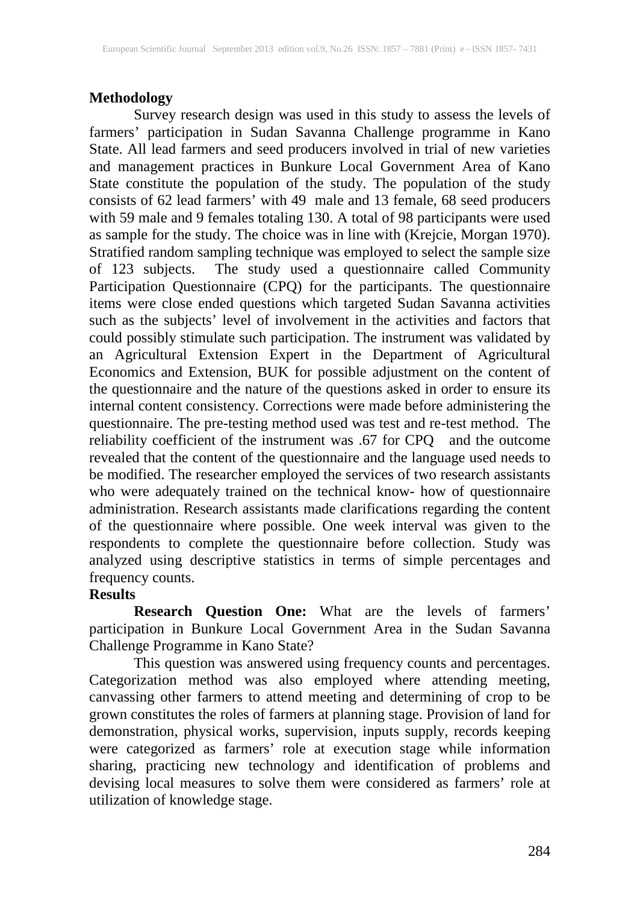## Methodology

Survey research design was used in this study to assess the levels of farmers' participation in Sudan Savanna Challenge programme in Kano State. All lead farmers and seed producers involved in trial of new varieties and management practices in Bunkure Local Government Area of Kano State constitute the population of the study. The population of the study consists of 62 lead farmers' with 49 male and 13 female, 68 seed producers with 59 male and 9 females totaling 130. A total of 98 participants were used as sample for the study. The choice was in line with (Krejcie, Morgan 1970). Stratified random sampling technique was employed to select the sample size of 123 subjects. The study used a questionnaire called Community Participation Questionnaire (CPQ) for the participants. The questionnaire items were close ended questions which targeted Sudan Savanna activities such as the subjects' level of involvement in the activities and factors that could possibly stimulate such participation. The instrument was validated by an Agricultural Extension Expert in the Department of Agricultural Economics and Extension, BUK for possible adjustment on the content of the questionnaire and the nature of the questions asked in order to ensure its internal content consistency. Corrections were made before administering the questionnaire. The pre-testing method used was test and re-test method. The reliability coefficient of the instrument was .67 for CPQ and the outcome revealed that the content of the questionnaire and the language used needs to be modified. The researcher employed the services of two research assistants who were adequately trained on the technical know- how of questionnaire administration. Research assistants made clarifications regarding the content of the questionnaire where possible. One week interval was given to the respondents to complete the questionnaire before collection. Study was analyzed using descriptive statistics in terms of simple percentages and frequency counts.

## Results

**Research Question One:** What are the levels of farmers' participation in Bunkure Local Government Area in the Sudan Savanna Challenge Programme in Kano State?

This question was answered using frequency counts and percentages. Categorization method was also employed where attending meeting, canvassing other farmers to attend meeting and determining of crop to be grown constitutes the roles of farmers at planning stage. Provision of land for demonstration, physical works, supervision, inputs supply, records keeping were categorized as farmers' role at execution stage while information sharing, practicing new technology and identification of problems and devising local measures to solve them were considered as farmers' role at utilization of knowledge stage.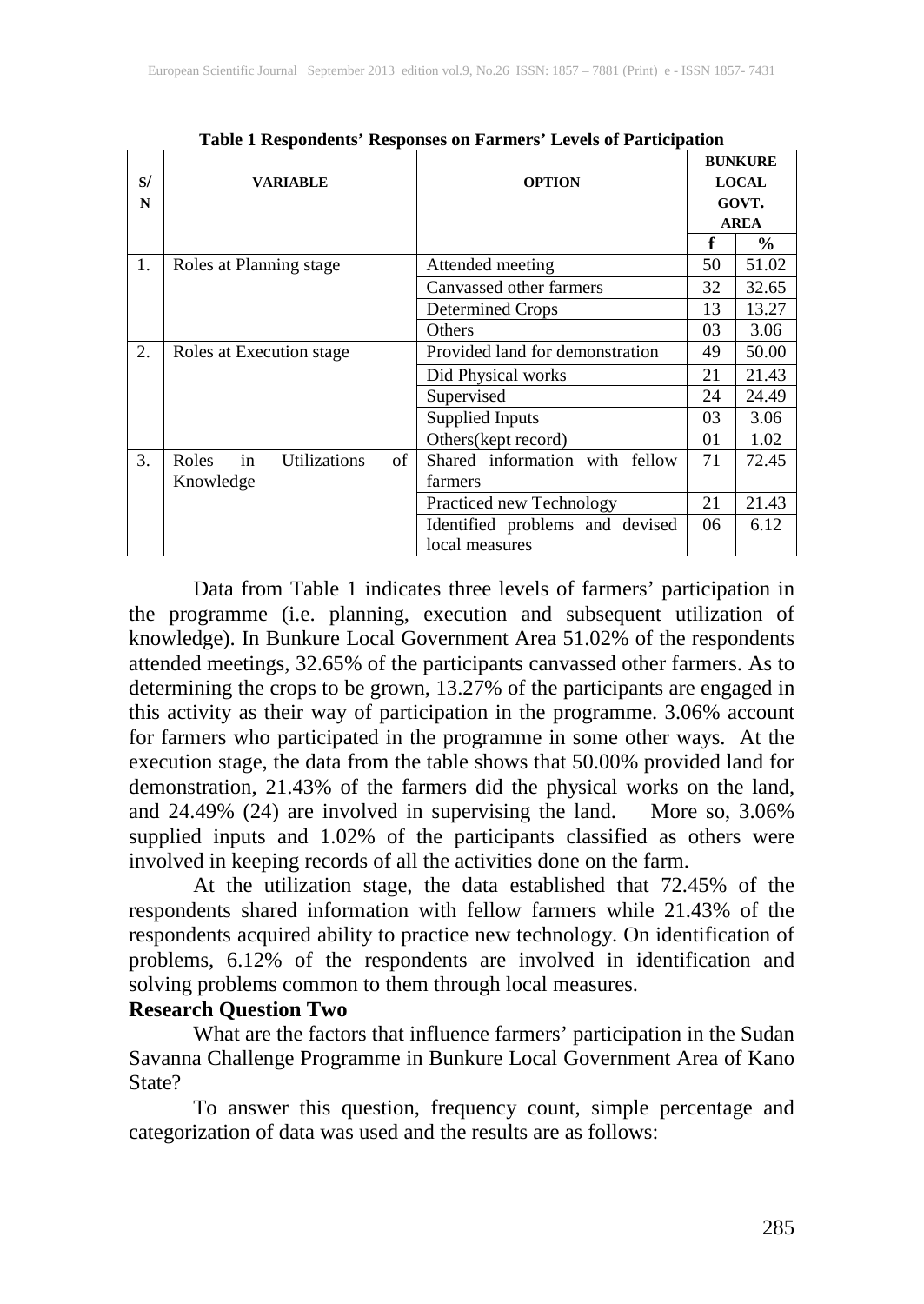**Table 1 Respondents' Responses on Farmers' Levels of Participation**

| S/N | VARIABLE | OPTION | BUNKURE LOCAL GOVT. AREA | |
|---|---|---|---|---|
| | | | f | % |
| 1. | Roles at Planning stage | Attended meeting | 50 | 51.02 |
| | | Canvassed other farmers | 32 | 32.65 |
| | | Determined Crops | 13 | 13.27 |
| | | Others | 03 | 3.06 |
| 2. | Roles at Execution stage | Provided land for demonstration | 49 | 50.00 |
| | | Did Physical works | 21 | 21.43 |
| | | Supervised | 24 | 24.49 |
| | | Supplied Inputs | 03 | 3.06 |
| | | Others(kept record) | 01 | 1.02 |
| 3. | Roles in Utilizations of Knowledge | Shared information with fellow farmers | 71 | 72.45 |
| | | Practiced new Technology | 21 | 21.43 |
| | | Identified problems and devised local measures | 06 | 6.12 |

Data from Table 1 indicates three levels of farmers' participation in the programme (i.e. planning, execution and subsequent utilization of knowledge). In Bunkure Local Government Area 51.02% of the respondents attended meetings, 32.65% of the participants canvassed other farmers. As to determining the crops to be grown, 13.27% of the participants are engaged in this activity as their way of participation in the programme. 3.06% account for farmers who participated in the programme in some other ways. At the execution stage, the data from the table shows that 50.00% provided land for demonstration, 21.43% of the farmers did the physical works on the land, and 24.49% (24) are involved in supervising the land. More so, 3.06% supplied inputs and 1.02% of the participants classified as others were involved in keeping records of all the activities done on the farm.

At the utilization stage, the data established that 72.45% of the respondents shared information with fellow farmers while 21.43% of the respondents acquired ability to practice new technology. On identification of problems, 6.12% of the respondents are involved in identification and solving problems common to them through local measures.

**Research Question Two**

What are the factors that influence farmers' participation in the Sudan Savanna Challenge Programme in Bunkure Local Government Area of Kano State?

To answer this question, frequency count, simple percentage and categorization of data was used and the results are as follows: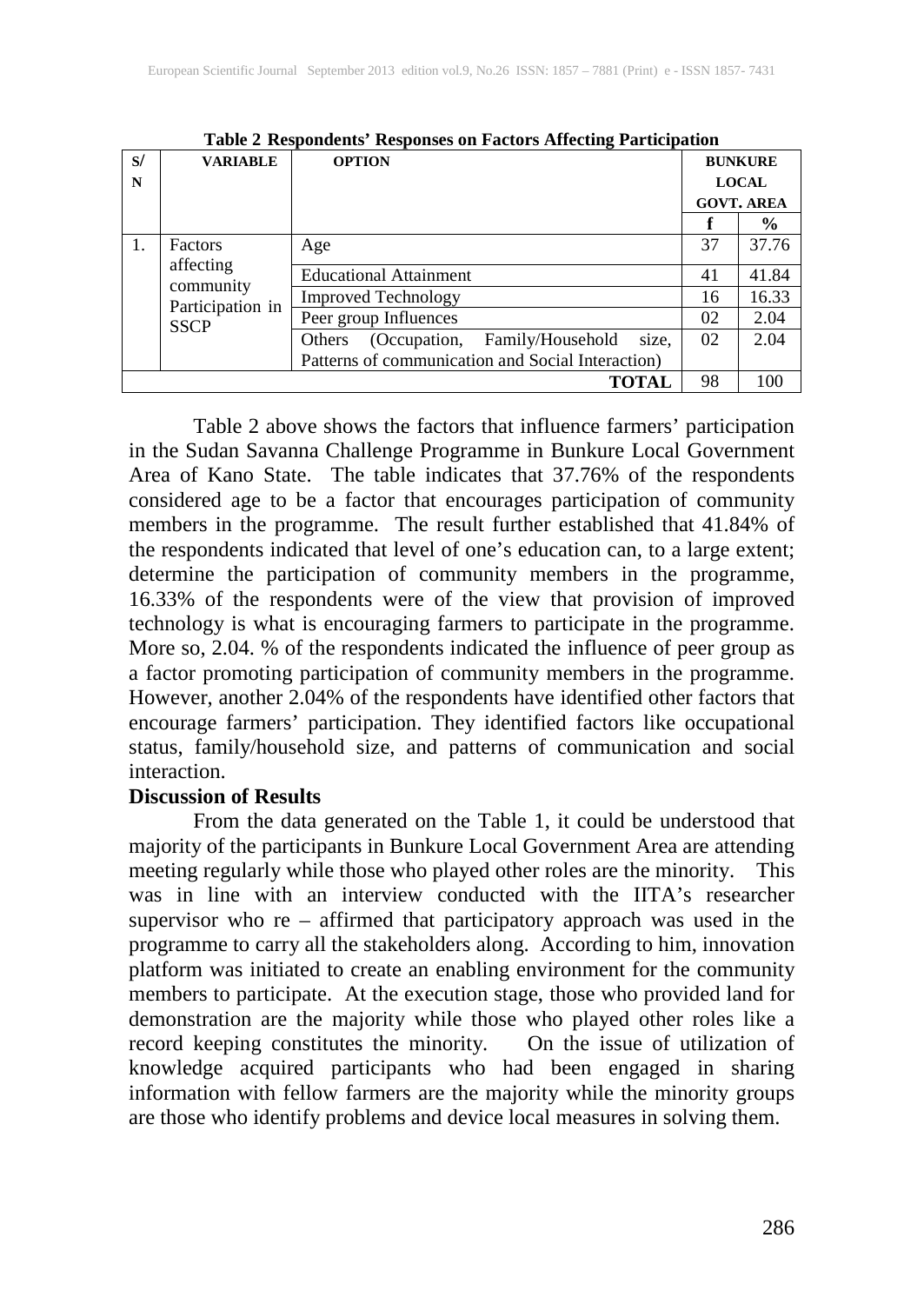**Table 2 Respondents' Responses on Factors Affecting Participation**

| S/N | VARIABLE | OPTION | BUNKURE LOCAL GOVT. AREA | |
|---|---|---|---|---|
| | | | f | % |
| 1. | Factors affecting community Participation in SSCP | Age | 37 | 37.76 |
| | | Educational Attainment | 41 | 41.84 |
| | | Improved Technology | 16 | 16.33 |
| | | Peer group Influences | 02 | 2.04 |
| | | Others (Occupation, Family/Household size, Patterns of communication and Social Interaction) | 02 | 2.04 |
| | | TOTAL | 98 | 100 |

Table 2 above shows the factors that influence farmers' participation in the Sudan Savanna Challenge Programme in Bunkure Local Government Area of Kano State. The table indicates that 37.76% of the respondents considered age to be a factor that encourages participation of community members in the programme. The result further established that 41.84% of the respondents indicated that level of one's education can, to a large extent; determine the participation of community members in the programme, 16.33% of the respondents were of the view that provision of improved technology is what is encouraging farmers to participate in the programme. More so, 2.04. % of the respondents indicated the influence of peer group as a factor promoting participation of community members in the programme. However, another 2.04% of the respondents have identified other factors that encourage farmers' participation. They identified factors like occupational status, family/household size, and patterns of communication and social interaction.

**Discussion of Results**

From the data generated on the Table 1, it could be understood that majority of the participants in Bunkure Local Government Area are attending meeting regularly while those who played other roles are the minority. This was in line with an interview conducted with the IITA's researcher supervisor who re – affirmed that participatory approach was used in the programme to carry all the stakeholders along. According to him, innovation platform was initiated to create an enabling environment for the community members to participate. At the execution stage, those who provided land for demonstration are the majority while those who played other roles like a record keeping constitutes the minority. On the issue of utilization of knowledge acquired participants who had been engaged in sharing information with fellow farmers are the majority while the minority groups are those who identify problems and device local measures in solving them.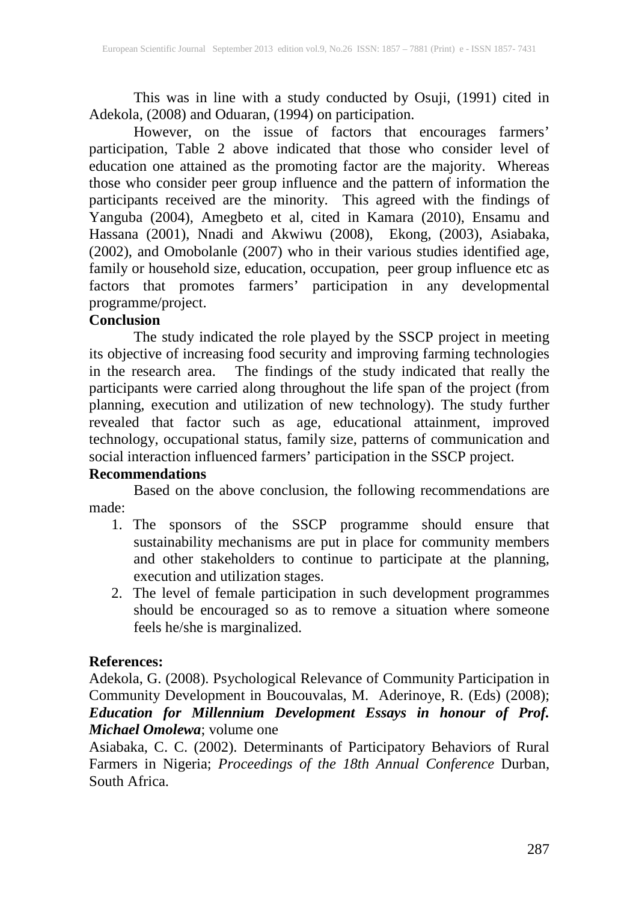This was in line with a study conducted by Osuji, (1991) cited in Adekola, (2008) and Oduaran, (1994) on participation.

However, on the issue of factors that encourages farmers' participation, Table 2 above indicated that those who consider level of education one attained as the promoting factor are the majority. Whereas those who consider peer group influence and the pattern of information the participants received are the minority. This agreed with the findings of Yanguba (2004), Amegbeto et al, cited in Kamara (2010), Ensamu and Hassana (2001), Nnadi and Akwiwu (2008), Ekong, (2003), Asiabaka, (2002), and Omobolanle (2007) who in their various studies identified age, family or household size, education, occupation, peer group influence etc as factors that promotes farmers' participation in any developmental programme/project.

**Conclusion**

The study indicated the role played by the SSCP project in meeting its objective of increasing food security and improving farming technologies in the research area. The findings of the study indicated that really the participants were carried along throughout the life span of the project (from planning, execution and utilization of new technology). The study further revealed that factor such as age, educational attainment, improved technology, occupational status, family size, patterns of communication and social interaction influenced farmers' participation in the SSCP project.

**Recommendations**

Based on the above conclusion, the following recommendations are made:

1. The sponsors of the SSCP programme should ensure that sustainability mechanisms are put in place for community members and other stakeholders to continue to participate at the planning, execution and utilization stages.
2. The level of female participation in such development programmes should be encouraged so as to remove a situation where someone feels he/she is marginalized.

**References:**

Adekola, G. (2008). Psychological Relevance of Community Participation in Community Development in Boucouvalas, M. Aderinoye, R. (Eds) (2008); ***Education for Millennium Development Essays in honour of Prof. Michael Omolewa***; volume one

Asiabaka, C. C. (2002). Determinants of Participatory Behaviors of Rural Farmers in Nigeria; *Proceedings of the 18th Annual Conference* Durban, South Africa.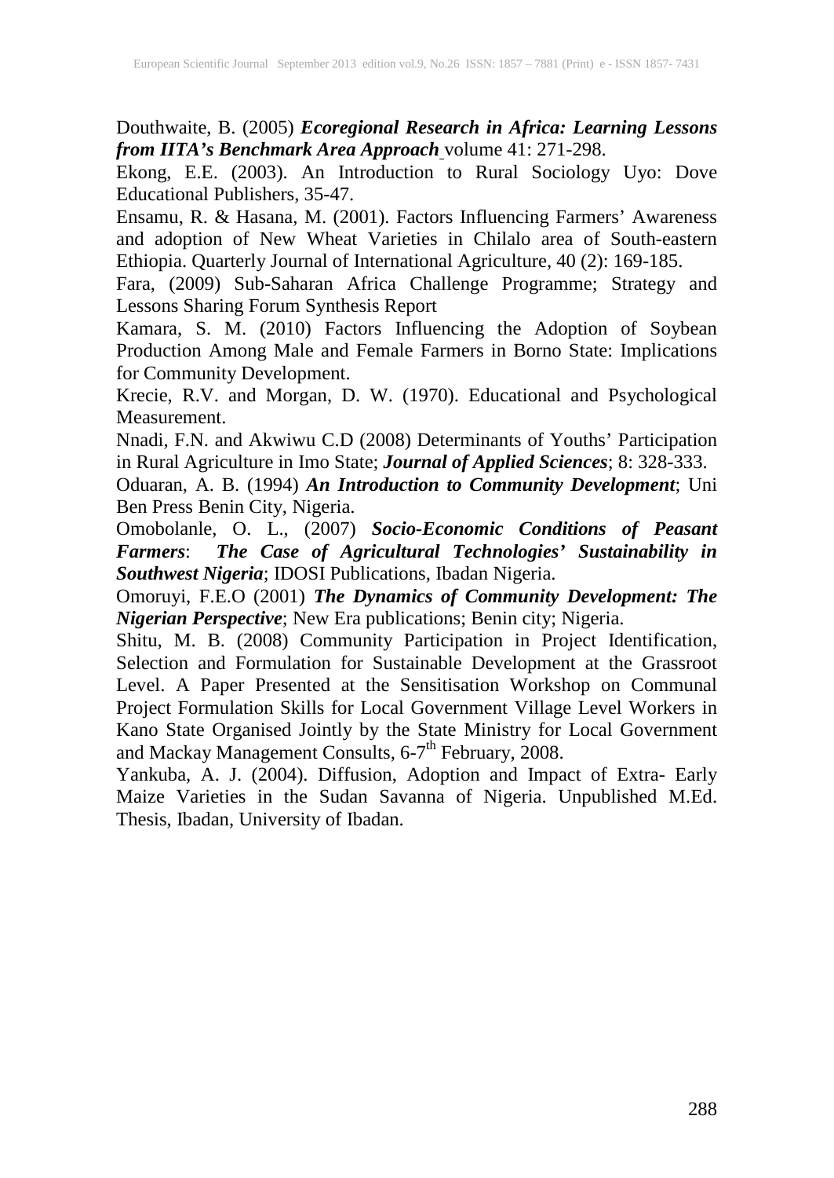Douthwaite, B. (2005) ***Ecoregional Research in Africa: Learning Lessons from IITA's Benchmark Area Approach*** volume 41: 271-298.

Ekong, E.E. (2003). An Introduction to Rural Sociology Uyo: Dove Educational Publishers, 35-47.

Ensamu, R. & Hasana, M. (2001). Factors Influencing Farmers' Awareness and adoption of New Wheat Varieties in Chilalo area of South-eastern Ethiopia. Quarterly Journal of International Agriculture, 40 (2): 169-185.

Fara, (2009) Sub-Saharan Africa Challenge Programme; Strategy and Lessons Sharing Forum Synthesis Report

Kamara, S. M. (2010) Factors Influencing the Adoption of Soybean Production Among Male and Female Farmers in Borno State: Implications for Community Development.

Krecie, R.V. and Morgan, D. W. (1970). Educational and Psychological Measurement.

Nnadi, F.N. and Akwiwu C.D (2008) Determinants of Youths' Participation in Rural Agriculture in Imo State; ***Journal of Applied Sciences***; 8: 328-333.

Oduaran, A. B. (1994) ***An Introduction to Community Development***; Uni Ben Press Benin City, Nigeria.

Omobolanle, O. L., (2007) ***Socio-Economic Conditions of Peasant Farmers***: ***The Case of Agricultural Technologies' Sustainability in Southwest Nigeria***; IDOSI Publications, Ibadan Nigeria.

Omoruyi, F.E.O (2001) ***The Dynamics of Community Development: The Nigerian Perspective***; New Era publications; Benin city; Nigeria.

Shitu, M. B. (2008) Community Participation in Project Identification, Selection and Formulation for Sustainable Development at the Grassroot Level. A Paper Presented at the Sensitisation Workshop on Communal Project Formulation Skills for Local Government Village Level Workers in Kano State Organised Jointly by the State Ministry for Local Government and Mackay Management Consults, 6-7th February, 2008.

Yankuba, A. J. (2004). Diffusion, Adoption and Impact of Extra- Early Maize Varieties in the Sudan Savanna of Nigeria. Unpublished M.Ed. Thesis, Ibadan, University of Ibadan.